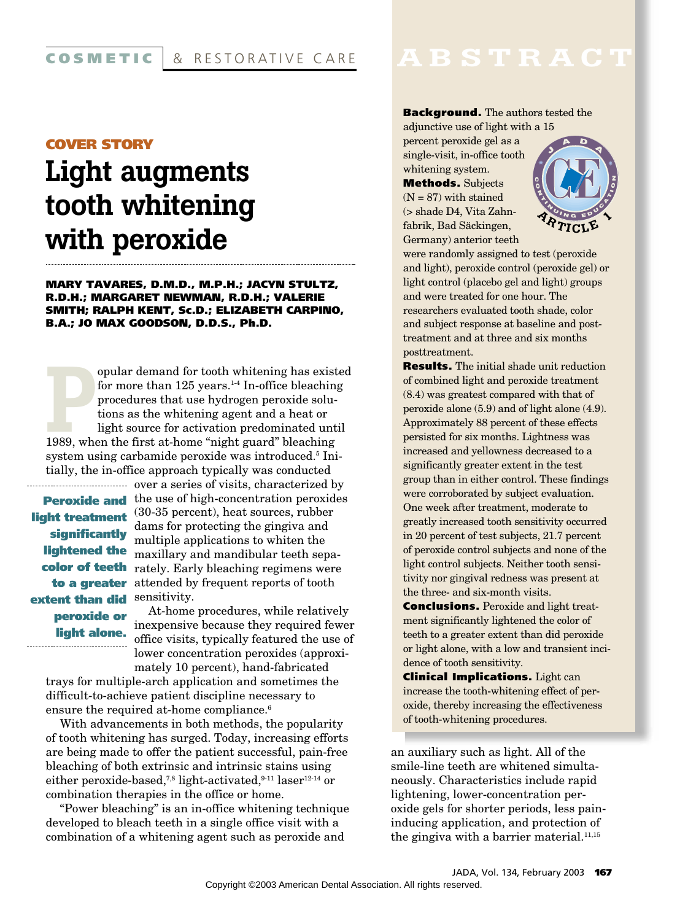COSMETIC & RESTORATIVE CARE

## COVER STORY

# Light augments tooth whitening with peroxide

**MARY TAVARES, D.M.D., M.P.H.; JACYN STULTZ, R.D.H.; MARGARET NEWMAN, R.D.H.; VALERIE SMITH; RALPH KENT, Sc.D.; ELIZABETH CARPINO, B.A.; JO MAX GOODSON, D.D.S., Ph.D.**

## ABSTRACT

**Background.** The authors tested the adjunctive use of light with a 15 percent peroxide gel as a single-visit, in-office tooth whitening system.

**Methods.** Subjects (N = 87) with stained (> shade D4, Vita Zahnfabrik, Bad Säckingen, Germany) anterior teeth were randomly assigned to test (peroxide and light), peroxide control (peroxide gel) or light control (placebo gel and light) groups and were treated for one hour. The researchers evaluated tooth shade, color and subject response at baseline and posttreatment and at three and six months posttreatment.

**Results.** The initial shade unit reduction of combined light and peroxide treatment (8.4) was greatest compared with that of peroxide alone (5.9) and of light alone (4.9). Approximately 88 percent of these effects persisted for six months. Lightness was increased and yellowness decreased to a significantly greater extent in the test group than in either control. These findings were corroborated by subject evaluation. One week after treatment, moderate to greatly increased tooth sensitivity occurred in 20 percent of test subjects, 21.7 percent of peroxide control subjects and none of the light control subjects. Neither tooth sensitivity nor gingival redness was present at the three- and six-month visits.

**Conclusions.** Peroxide and light treatment significantly lightened the color of teeth to a greater extent than did peroxide or light alone, with a low and transient incidence of tooth sensitivity.

**Clinical Implications.** Light can increase the tooth-whitening effect of peroxide, thereby increasing the effectiveness of tooth-whitening procedures.

JADA CONTINUING EDUCATION ARTICLE 1

Popular demand for tooth whitening has existed for more than 125 years.[1-4] In-office bleaching procedures that use hydrogen peroxide solutions as the whitening agent and a heat or light source for activation predominated until 1989, when the first at-home "night guard" bleaching system using carbamide peroxide was introduced.[5] Initially, the in-office approach typically was conducted over a series of visits, characterized by the use of high-concentration peroxides (30-35 percent), heat sources, rubber dams for protecting the gingiva and multiple applications to whiten the maxillary and mandibular teeth separately. Early bleaching regimens were attended by frequent reports of tooth sensitivity.

**Peroxide and light treatment significantly lightened the color of teeth to a greater extent than did peroxide or light alone.**

At-home procedures, while relatively inexpensive because they required fewer office visits, typically featured the use of lower concentration peroxides (approximately 10 percent), hand-fabricated trays for multiple-arch application and sometimes the difficult-to-achieve patient discipline necessary to ensure the required at-home compliance.[6]

With advancements in both methods, the popularity of tooth whitening has surged. Today, increasing efforts are being made to offer the patient successful, pain-free bleaching of both extrinsic and intrinsic stains using either peroxide-based,[7,8] light-activated,[9-11] laser[12-14] or combination therapies in the office or home.

"Power bleaching" is an in-office whitening technique developed to bleach teeth in a single office visit with a combination of a whitening agent such as peroxide and an auxiliary such as light. All of the smile-line teeth are whitened simultaneously. Characteristics include rapid lightening, lower-concentration peroxide gels for shorter periods, less pain-inducing application, and protection of the gingiva with a barrier material.[11,15]

Copyright ©2003 American Dental Association. All rights reserved.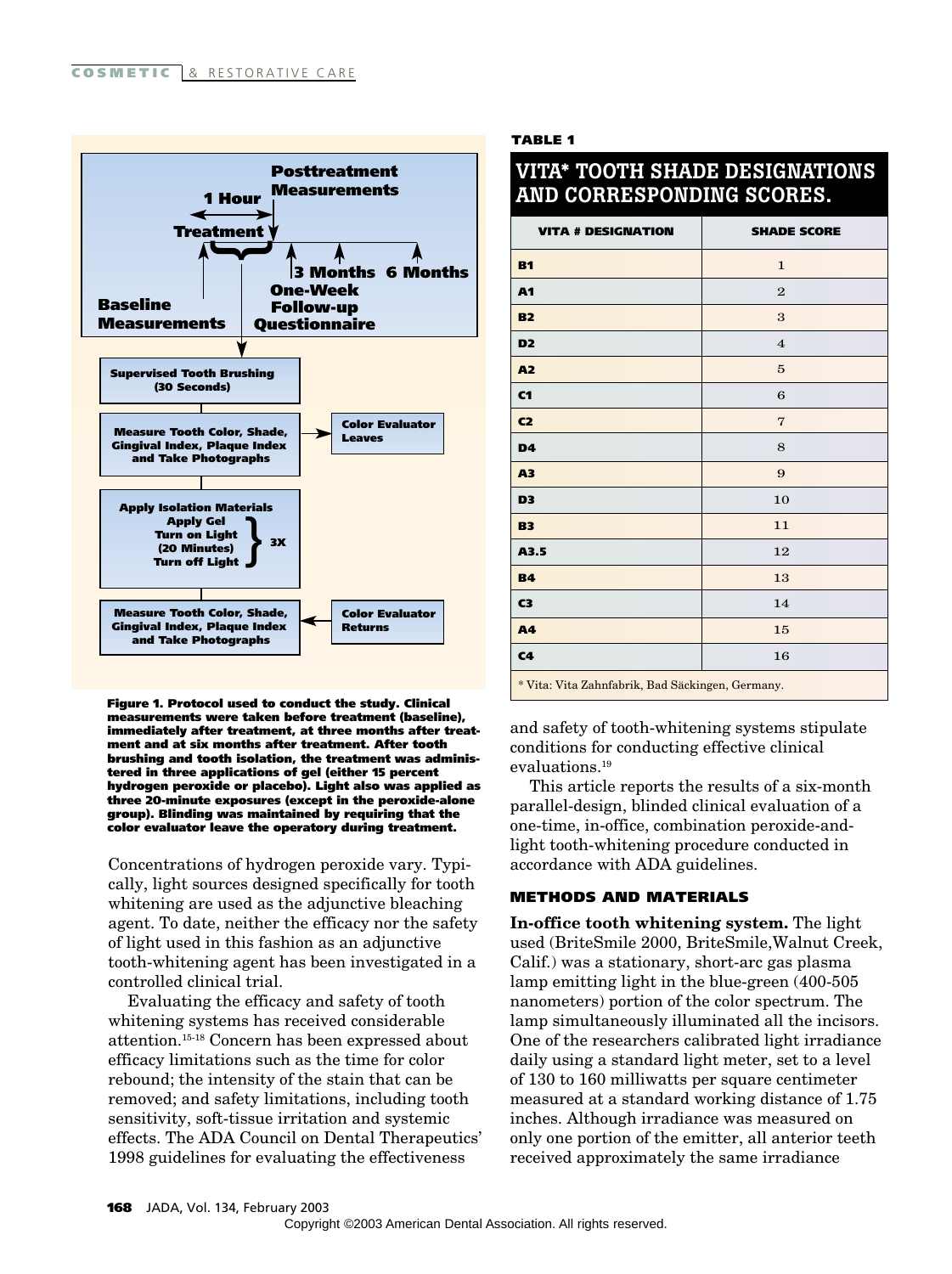Figure 1. Protocol used to conduct the study. Clinical measurements were taken before treatment (baseline), immediately after treatment, at three months after treatment and at six months after treatment. After tooth brushing and tooth isolation, the treatment was administered in three applications of gel (either 15 percent hydrogen peroxide or placebo). Light also was applied as three 20-minute exposures (except in the peroxide-alone group). Blinding was maintained by requiring that the color evaluator leave the operatory during treatment.

Concentrations of hydrogen peroxide vary. Typically, light sources designed specifically for tooth whitening are used as the adjunctive bleaching agent. To date, neither the efficacy nor the safety of light used in this fashion as an adjunctive tooth-whitening agent has been investigated in a controlled clinical trial.

Evaluating the efficacy and safety of tooth whitening systems has received considerable attention.[15-18] Concern has been expressed about efficacy limitations such as the time for color rebound; the intensity of the stain that can be removed; and safety limitations, including tooth sensitivity, soft-tissue irritation and systemic effects. The ADA Council on Dental Therapeutics' 1998 guidelines for evaluating the effectiveness and safety of tooth-whitening systems stipulate conditions for conducting effective clinical evaluations.[19]

This article reports the results of a six-month parallel-design, blinded clinical evaluation of a one-time, in-office, combination peroxide-and-light tooth-whitening procedure conducted in accordance with ADA guidelines.

**TABLE 1**

**VITA* TOOTH SHADE DESIGNATIONS AND CORRESPONDING SCORES.**

| VITA # DESIGNATION | SHADE SCORE |
|---|---|
| B1 | 1 |
| A1 | 2 |
| B2 | 3 |
| D2 | 4 |
| A2 | 5 |
| C1 | 6 |
| C2 | 7 |
| D4 | 8 |
| A3 | 9 |
| D3 | 10 |
| B3 | 11 |
| A3.5 | 12 |
| B4 | 13 |
| C3 | 14 |
| A4 | 15 |
| C4 | 16 |

\* Vita: Vita Zahnfabrik, Bad Säckingen, Germany.

## METHODS AND MATERIALS

**In-office tooth whitening system.** The light used (BriteSmile 2000, BriteSmile,Walnut Creek, Calif.) was a stationary, short-arc gas plasma lamp emitting light in the blue-green (400-505 nanometers) portion of the color spectrum. The lamp simultaneously illuminated all the incisors. One of the researchers calibrated light irradiance daily using a standard light meter, set to a level of 130 to 160 milliwatts per square centimeter measured at a standard working distance of 1.75 inches. Although irradiance was measured on only one portion of the emitter, all anterior teeth received approximately the same irradiance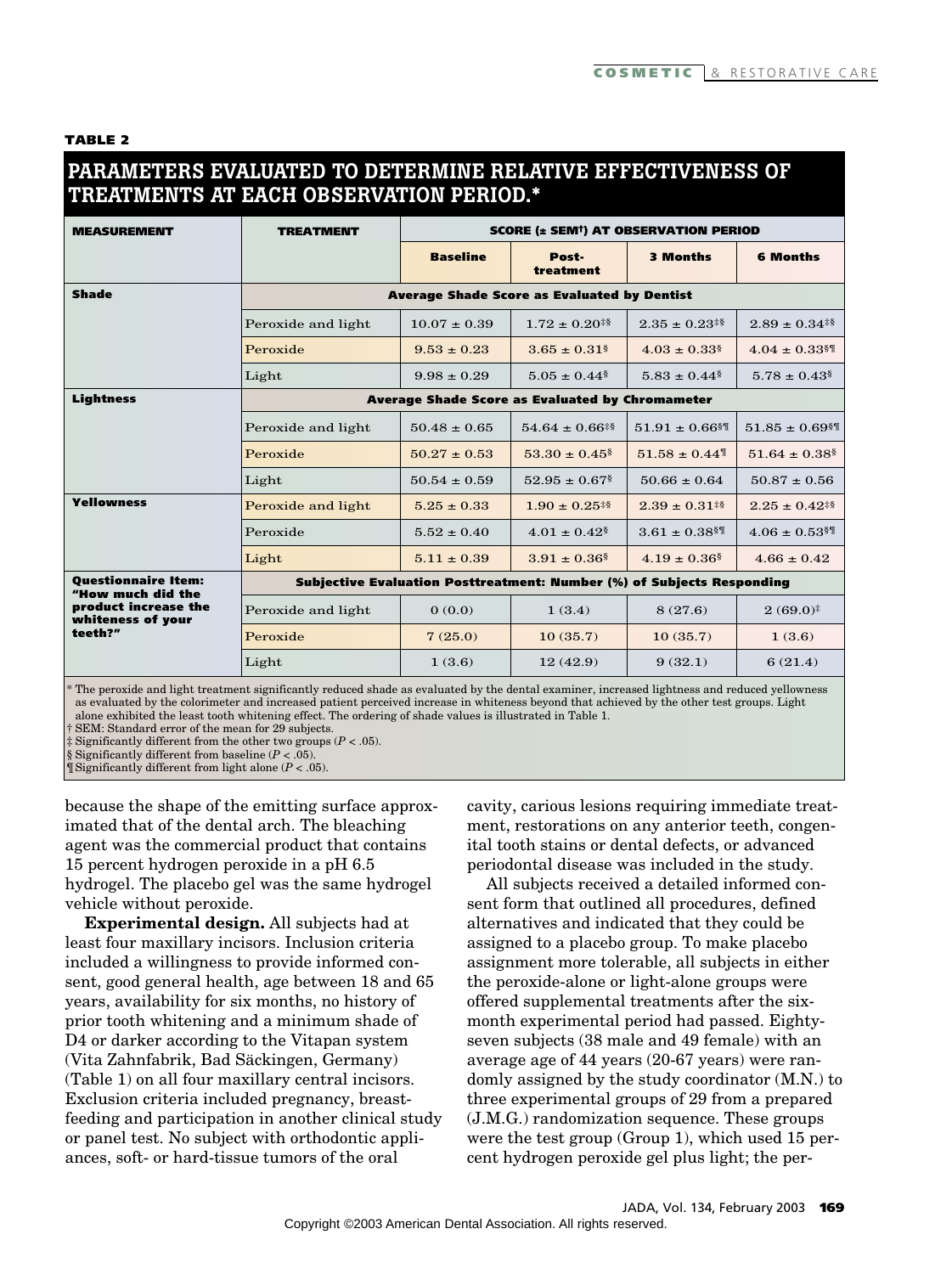**TABLE 2**

## PARAMETERS EVALUATED TO DETERMINE RELATIVE EFFECTIVENESS OF TREATMENTS AT EACH OBSERVATION PERIOD.*

| MEASUREMENT | TREATMENT | SCORE (± SEM†) AT OBSERVATION PERIOD | | | |
|---|---|---|---|---|---|
| | | Baseline | Post-treatment | 3 Months | 6 Months |
| **Shade** | Average Shade Score as Evaluated by Dentist | | | | |
| | Peroxide and light | 10.07 ± 0.39 | 1.72 ± 0.20‡§ | 2.35 ± 0.23‡§ | 2.89 ± 0.34‡§ |
| | Peroxide | 9.53 ± 0.23 | 3.65 ± 0.31§ | 4.03 ± 0.33§ | 4.04 ± 0.33§¶ |
| | Light | 9.98 ± 0.29 | 5.05 ± 0.44§ | 5.83 ± 0.44§ | 5.78 ± 0.43§ |
| **Lightness** | Average Shade Score as Evaluated by Chromameter | | | | |
| | Peroxide and light | 50.48 ± 0.65 | 54.64 ± 0.66‡§ | 51.91 ± 0.66§¶ | 51.85 ± 0.69§¶ |
| | Peroxide | 50.27 ± 0.53 | 53.30 ± 0.45§ | 51.58 ± 0.44¶ | 51.64 ± 0.38§ |
| | Light | 50.54 ± 0.59 | 52.95 ± 0.67§ | 50.66 ± 0.64 | 50.87 ± 0.56 |
| **Yellowness** | Peroxide and light | 5.25 ± 0.33 | 1.90 ± 0.25‡§ | 2.39 ± 0.31‡§ | 2.25 ± 0.42‡§ |
| | Peroxide | 5.52 ± 0.40 | 4.01 ± 0.42§ | 3.61 ± 0.38§¶ | 4.06 ± 0.53§¶ |
| | Light | 5.11 ± 0.39 | 3.91 ± 0.36§ | 4.19 ± 0.36§ | 4.66 ± 0.42 |
| **Questionnaire Item: "How much did the product increase the whiteness of your teeth?"** | Subjective Evaluation Posttreatment: Number (%) of Subjects Responding | | | | |
| | Peroxide and light | 0 (0.0) | 1 (3.4) | 8 (27.6) | 2 (69.0)‡ |
| | Peroxide | 7 (25.0) | 10 (35.7) | 10 (35.7) | 1 (3.6) |
| | Light | 1 (3.6) | 12 (42.9) | 9 (32.1) | 6 (21.4) |

\* The peroxide and light treatment significantly reduced shade as evaluated by the dental examiner, increased lightness and reduced yellowness as evaluated by the colorimeter and increased patient perceived increase in whiteness beyond that achieved by the other test groups. Light alone exhibited the least tooth whitening effect. The ordering of shade values is illustrated in Table 1.

† SEM: Standard error of the mean for 29 subjects.

‡ Significantly different from the other two groups ($P < .05$).

§ Significantly different from baseline ($P < .05$).

¶ Significantly different from light alone ($P < .05$).

because the shape of the emitting surface approximated that of the dental arch. The bleaching agent was the commercial product that contains 15 percent hydrogen peroxide in a pH 6.5 hydrogel. The placebo gel was the same hydrogel vehicle without peroxide.

**Experimental design.** All subjects had at least four maxillary incisors. Inclusion criteria included a willingness to provide informed consent, good general health, age between 18 and 65 years, availability for six months, no history of prior tooth whitening and a minimum shade of D4 or darker according to the Vitapan system (Vita Zahnfabrik, Bad Säckingen, Germany) (Table 1) on all four maxillary central incisors. Exclusion criteria included pregnancy, breast-feeding and participation in another clinical study or panel test. No subject with orthodontic appliances, soft- or hard-tissue tumors of the oral cavity, carious lesions requiring immediate treatment, restorations on any anterior teeth, congenital tooth stains or dental defects, or advanced periodontal disease was included in the study.

All subjects received a detailed informed consent form that outlined all procedures, defined alternatives and indicated that they could be assigned to a placebo group. To make placebo assignment more tolerable, all subjects in either the peroxide-alone or light-alone groups were offered supplemental treatments after the six-month experimental period had passed. Eighty-seven subjects (38 male and 49 female) with an average age of 44 years (20-67 years) were randomly assigned by the study coordinator (M.N.) to three experimental groups of 29 from a prepared (J.M.G.) randomization sequence. These groups were the test group (Group 1), which used 15 percent hydrogen peroxide gel plus light; the per-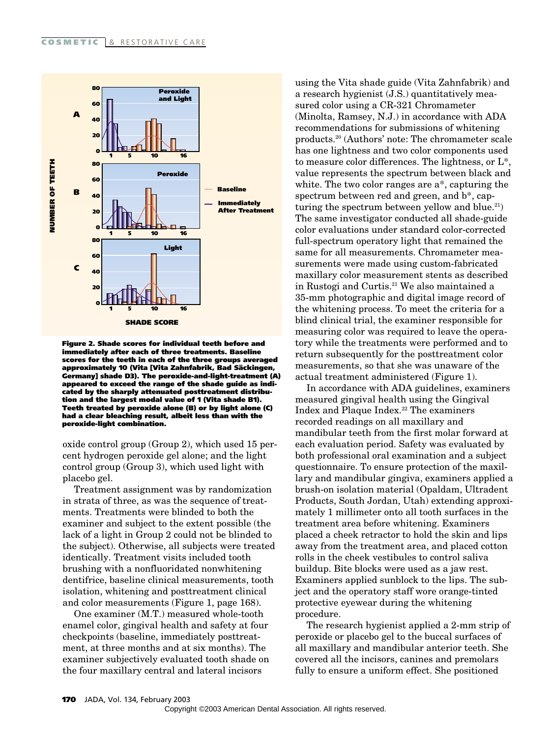**Figure 2. Shade scores for individual teeth before and immediately after each of three treatments. Baseline scores for the teeth in each of the three groups averaged approximately 10 (Vita [Vita Zahnfabrik, Bad Säckingen, Germany] shade D3). The peroxide-and-light-treatment (A) appeared to exceed the range of the shade guide as indicated by the sharply attenuated posttreatment distribution and the largest modal value of 1 (Vita shade B1). Teeth treated by peroxide alone (B) or by light alone (C) had a clear bleaching result, albeit less than with the peroxide-light combination.**

oxide control group (Group 2), which used 15 percent hydrogen peroxide gel alone; and the light control group (Group 3), which used light with placebo gel.

Treatment assignment was by randomization in strata of three, as was the sequence of treatments. Treatments were blinded to both the examiner and subject to the extent possible (the lack of a light in Group 2 could not be blinded to the subject). Otherwise, all subjects were treated identically. Treatment visits included tooth brushing with a nonfluoridated nonwhitening dentifrice, baseline clinical measurements, tooth isolation, whitening and posttreatment clinical and color measurements (Figure 1, page 168).

One examiner (M.T.) measured whole-tooth enamel color, gingival health and safety at four checkpoints (baseline, immediately posttreatment, at three months and at six months). The examiner subjectively evaluated tooth shade on the four maxillary central and lateral incisors using the Vita shade guide (Vita Zahnfabrik) and a research hygienist (J.S.) quantitatively measured color using a CR-321 Chromameter (Minolta, Ramsey, N.J.) in accordance with ADA recommendations for submissions of whitening products.[20] (Authors' note: The chromameter scale has one lightness and two color components used to measure color differences. The lightness, or L*, value represents the spectrum between black and white. The two color ranges are a*, capturing the spectrum between red and green, and b*, capturing the spectrum between yellow and blue.[21]) The same investigator conducted all shade-guide color evaluations under standard color-corrected full-spectrum operatory light that remained the same for all measurements. Chromameter measurements were made using custom-fabricated maxillary color measurement stents as described in Rustogi and Curtis.[21] We also maintained a 35-mm photographic and digital image record of the whitening process. To meet the criteria for a blind clinical trial, the examiner responsible for measuring color was required to leave the operatory while the treatments were performed and to return subsequently for the posttreatment color measurements, so that she was unaware of the actual treatment administered (Figure 1).

In accordance with ADA guidelines, examiners measured gingival health using the Gingival Index and Plaque Index.[22] The examiners recorded readings on all maxillary and mandibular teeth from the first molar forward at each evaluation period. Safety was evaluated by both professional oral examination and a subject questionnaire. To ensure protection of the maxillary and mandibular gingiva, examiners applied a brush-on isolation material (Opaldam, Ultradent Products, South Jordan, Utah) extending approximately 1 millimeter onto all tooth surfaces in the treatment area before whitening. Examiners placed a cheek retractor to hold the skin and lips away from the treatment area, and placed cotton rolls in the cheek vestibules to control saliva buildup. Bite blocks were used as a jaw rest. Examiners applied sunblock to the lips. The subject and the operatory staff wore orange-tinted protective eyewear during the whitening procedure.

The research hygienist applied a 2-mm strip of peroxide or placebo gel to the buccal surfaces of all maxillary and mandibular anterior teeth. She covered all the incisors, canines and premolars fully to ensure a uniform effect. She positioned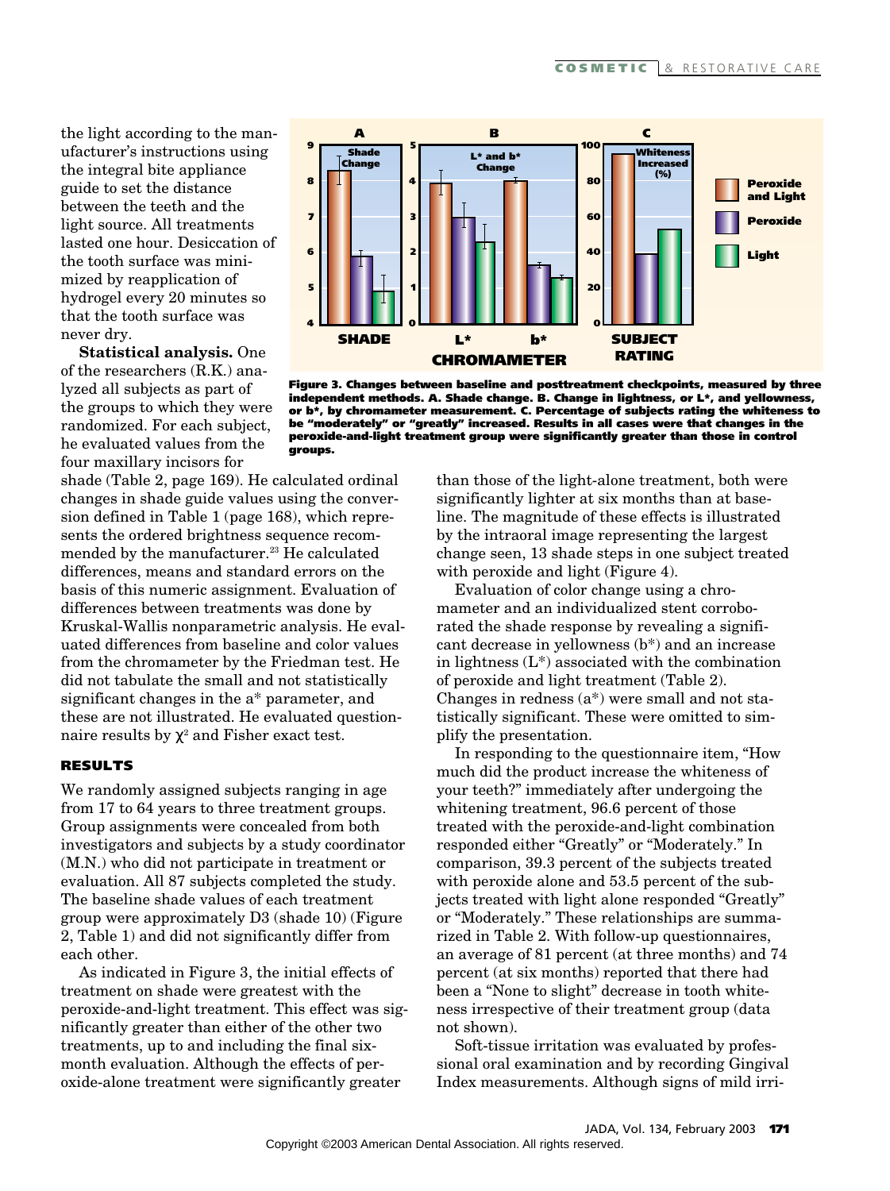the light according to the manufacturer's instructions using the integral bite appliance guide to set the distance between the teeth and the light source. All treatments lasted one hour. Desiccation of the tooth surface was minimized by reapplication of hydrogel every 20 minutes so that the tooth surface was never dry.

**Statistical analysis.** One of the researchers (R.K.) analyzed all subjects as part of the groups to which they were randomized. For each subject, he evaluated values from the four maxillary incisors for shade (Table 2, page 169). He calculated ordinal changes in shade guide values using the conversion defined in Table 1 (page 168), which represents the ordered brightness sequence recommended by the manufacturer.[23] He calculated differences, means and standard errors on the basis of this numeric assignment. Evaluation of differences between treatments was done by Kruskal-Wallis nonparametric analysis. He evaluated differences from baseline and color values from the chromameter by the Friedman test. He did not tabulate the small and not statistically significant changes in the a* parameter, and these are not illustrated. He evaluated questionnaire results by $\chi^2$ and Fisher exact test.

**Figure 3. Changes between baseline and posttreatment checkpoints, measured by three independent methods. A. Shade change. B. Change in lightness, or L*, and yellowness, or b*, by chromameter measurement. C. Percentage of subjects rating the whiteness to be "moderately" or "greatly" increased. Results in all cases were that changes in the peroxide-and-light treatment group were significantly greater than those in control groups.**

## RESULTS

We randomly assigned subjects ranging in age from 17 to 64 years to three treatment groups. Group assignments were concealed from both investigators and subjects by a study coordinator (M.N.) who did not participate in treatment or evaluation. All 87 subjects completed the study. The baseline shade values of each treatment group were approximately D3 (shade 10) (Figure 2, Table 1) and did not significantly differ from each other.

As indicated in Figure 3, the initial effects of treatment on shade were greatest with the peroxide-and-light treatment. This effect was significantly greater than either of the other two treatments, up to and including the final six-month evaluation. Although the effects of peroxide-alone treatment were significantly greater than those of the light-alone treatment, both were significantly lighter at six months than at baseline. The magnitude of these effects is illustrated by the intraoral image representing the largest change seen, 13 shade steps in one subject treated with peroxide and light (Figure 4).

Evaluation of color change using a chromameter and an individualized stent corroborated the shade response by revealing a significant decrease in yellowness (b*) and an increase in lightness (L*) associated with the combination of peroxide and light treatment (Table 2). Changes in redness (a*) were small and not statistically significant. These were omitted to simplify the presentation.

In responding to the questionnaire item, "How much did the product increase the whiteness of your teeth?" immediately after undergoing the whitening treatment, 96.6 percent of those treated with the peroxide-and-light combination responded either "Greatly" or "Moderately." In comparison, 39.3 percent of the subjects treated with peroxide alone and 53.5 percent of the subjects treated with light alone responded "Greatly" or "Moderately." These relationships are summarized in Table 2. With follow-up questionnaires, an average of 81 percent (at three months) and 74 percent (at six months) reported that there had been a "None to slight" decrease in tooth whiteness irrespective of their treatment group (data not shown).

Soft-tissue irritation was evaluated by professional oral examination and by recording Gingival Index measurements. Although signs of mild irri-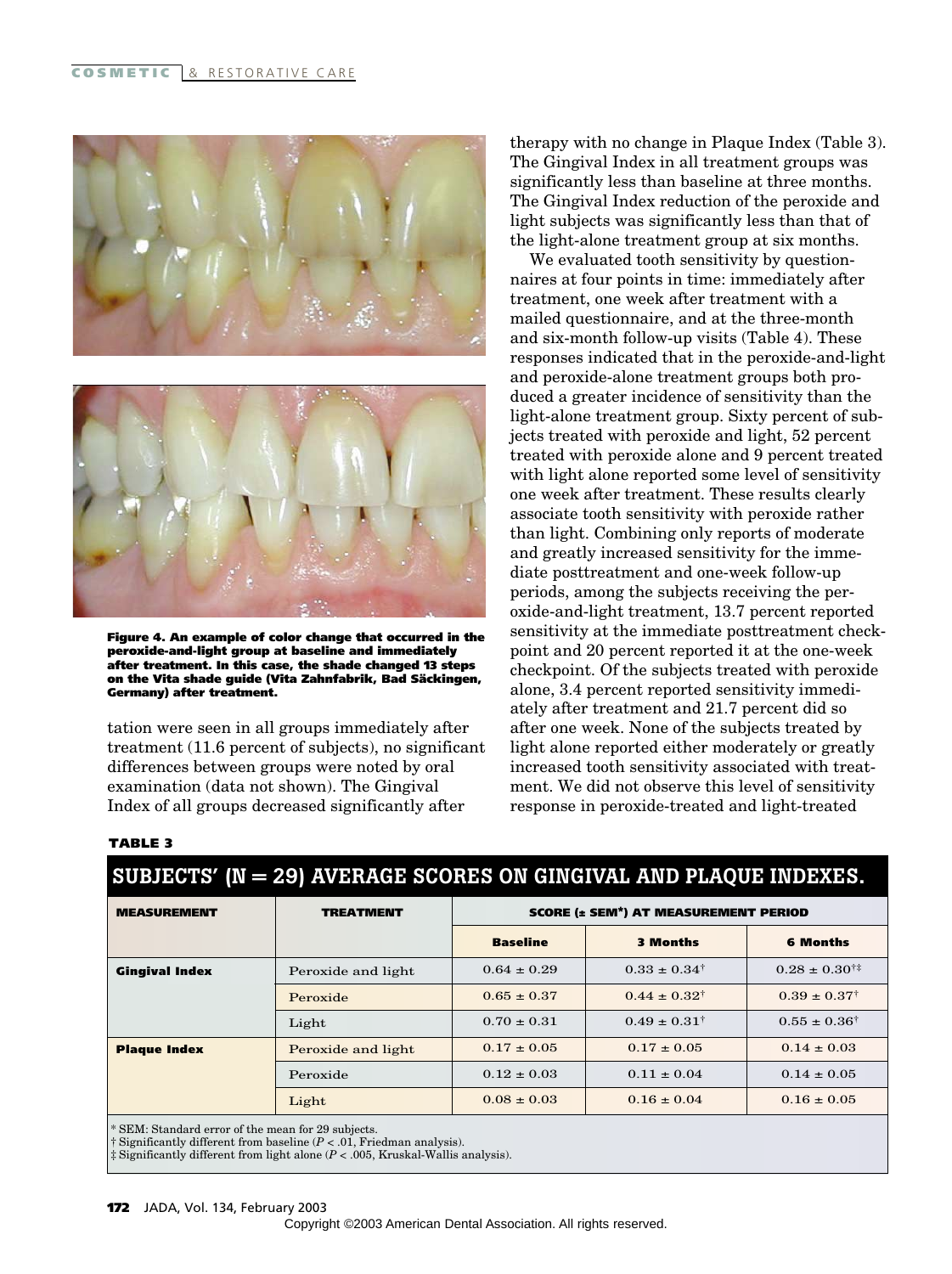Figure 4. An example of color change that occurred in the peroxide-and-light group at baseline and immediately after treatment. In this case, the shade changed 13 steps on the Vita shade guide (Vita Zahnfabrik, Bad Säckingen, Germany) after treatment.

tation were seen in all groups immediately after treatment (11.6 percent of subjects), no significant differences between groups were noted by oral examination (data not shown). The Gingival Index of all groups decreased significantly after therapy with no change in Plaque Index (Table 3). The Gingival Index in all treatment groups was significantly less than baseline at three months. The Gingival Index reduction of the peroxide and light subjects was significantly less than that of the light-alone treatment group at six months.

We evaluated tooth sensitivity by questionnaires at four points in time: immediately after treatment, one week after treatment with a mailed questionnaire, and at the three-month and six-month follow-up visits (Table 4). These responses indicated that in the peroxide-and-light and peroxide-alone treatment groups both produced a greater incidence of sensitivity than the light-alone treatment group. Sixty percent of subjects treated with peroxide and light, 52 percent treated with peroxide alone and 9 percent treated with light alone reported some level of sensitivity one week after treatment. These results clearly associate tooth sensitivity with peroxide rather than light. Combining only reports of moderate and greatly increased sensitivity for the immediate posttreatment and one-week follow-up periods, among the subjects receiving the peroxide-and-light treatment, 13.7 percent reported sensitivity at the immediate posttreatment checkpoint and 20 percent reported it at the one-week checkpoint. Of the subjects treated with peroxide alone, 3.4 percent reported sensitivity immediately after treatment and 21.7 percent did so after one week. None of the subjects treated by light alone reported either moderately or greatly increased tooth sensitivity associated with treatment. We did not observe this level of sensitivity response in peroxide-treated and light-treated

**TABLE 3**

**SUBJECTS' (N = 29) AVERAGE SCORES ON GINGIVAL AND PLAQUE INDEXES.**

| MEASUREMENT | TREATMENT | SCORE (± SEM*) AT MEASUREMENT PERIOD | | |
|---|---|---|---|---|
| | | Baseline | 3 Months | 6 Months |
| **Gingival Index** | Peroxide and light | 0.64 ± 0.29 | 0.33 ± 0.34† | 0.28 ± 0.30†‡ |
| | Peroxide | 0.65 ± 0.37 | 0.44 ± 0.32† | 0.39 ± 0.37† |
| | Light | 0.70 ± 0.31 | 0.49 ± 0.31† | 0.55 ± 0.36† |
| **Plaque Index** | Peroxide and light | 0.17 ± 0.05 | 0.17 ± 0.05 | 0.14 ± 0.03 |
| | Peroxide | 0.12 ± 0.03 | 0.11 ± 0.04 | 0.14 ± 0.05 |
| | Light | 0.08 ± 0.03 | 0.16 ± 0.04 | 0.16 ± 0.05 |

\* SEM: Standard error of the mean for 29 subjects.
† Significantly different from baseline ($P < .01$, Friedman analysis).
‡ Significantly different from light alone ($P < .005$, Kruskal-Wallis analysis).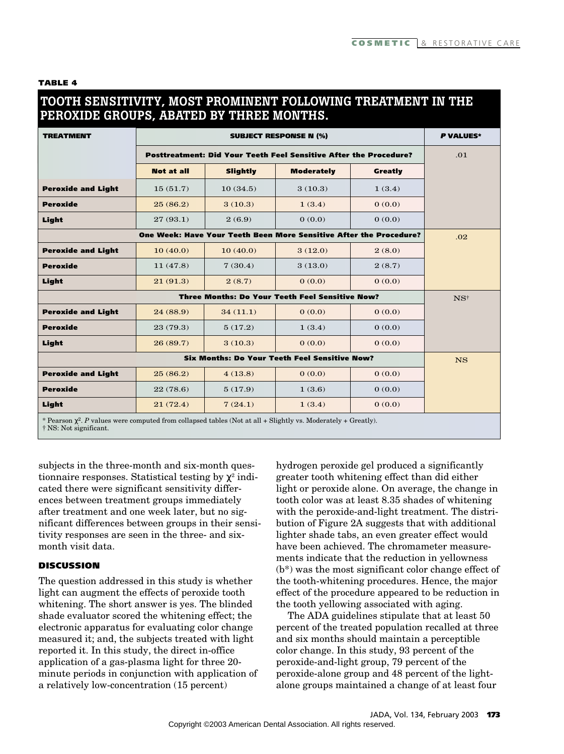**TABLE 4**

**TOOTH SENSITIVITY, MOST PROMINENT FOLLOWING TREATMENT IN THE PEROXIDE GROUPS, ABATED BY THREE MONTHS.**

| TREATMENT | SUBJECT RESPONSE N (%) | | | | *P* VALUES* |
|---|---|---|---|---|---|
| | **Posttreatment: Did Your Teeth Feel Sensitive After the Procedure?** | | | | .01 |
| | **Not at all** | **Slightly** | **Moderately** | **Greatly** | |
| **Peroxide and Light** | 15 (51.7) | 10 (34.5) | 3 (10.3) | 1 (3.4) | |
| **Peroxide** | 25 (86.2) | 3 (10.3) | 1 (3.4) | 0 (0.0) | |
| **Light** | 27 (93.1) | 2 (6.9) | 0 (0.0) | 0 (0.0) | |
| | **One Week: Have Your Teeth Been More Sensitive After the Procedure?** | | | | .02 |
| **Peroxide and Light** | 10 (40.0) | 10 (40.0) | 3 (12.0) | 2 (8.0) | |
| **Peroxide** | 11 (47.8) | 7 (30.4) | 3 (13.0) | 2 (8.7) | |
| **Light** | 21 (91.3) | 2 (8.7) | 0 (0.0) | 0 (0.0) | |
| | **Three Months: Do Your Teeth Feel Sensitive Now?** | | | | NS† |
| **Peroxide and Light** | 24 (88.9) | 34 (11.1) | 0 (0.0) | 0 (0.0) | |
| **Peroxide** | 23 (79.3) | 5 (17.2) | 1 (3.4) | 0 (0.0) | |
| **Light** | 26 (89.7) | 3 (10.3) | 0 (0.0) | 0 (0.0) | |
| | **Six Months: Do Your Teeth Feel Sensitive Now?** | | | | NS |
| **Peroxide and Light** | 25 (86.2) | 4 (13.8) | 0 (0.0) | 0 (0.0) | |
| **Peroxide** | 22 (78.6) | 5 (17.9) | 1 (3.6) | 0 (0.0) | |
| **Light** | 21 (72.4) | 7 (24.1) | 1 (3.4) | 0 (0.0) | |

\* Pearson $\chi^2$. *P* values were computed from collapsed tables (Not at all + Slightly vs. Moderately + Greatly).
† NS: Not significant.

subjects in the three-month and six-month questionnaire responses. Statistical testing by $\chi^2$ indicated there were significant sensitivity differences between treatment groups immediately after treatment and one week later, but no significant differences between groups in their sensitivity responses are seen in the three- and six-month visit data.

## DISCUSSION

The question addressed in this study is whether light can augment the effects of peroxide tooth whitening. The short answer is yes. The blinded shade evaluator scored the whitening effect; the electronic apparatus for evaluating color change measured it; and, the subjects treated with light reported it. In this study, the direct in-office application of a gas-plasma light for three 20-minute periods in conjunction with application of a relatively low-concentration (15 percent) hydrogen peroxide gel produced a significantly greater tooth whitening effect than did either light or peroxide alone. On average, the change in tooth color was at least 8.35 shades of whitening with the peroxide-and-light treatment. The distribution of Figure 2A suggests that with additional lighter shade tabs, an even greater effect would have been achieved. The chromameter measurements indicate that the reduction in yellowness ($b^*$) was the most significant color change effect of the tooth-whitening procedures. Hence, the major effect of the procedure appeared to be reduction in the tooth yellowing associated with aging.

The ADA guidelines stipulate that at least 50 percent of the treated population recalled at three and six months should maintain a perceptible color change. In this study, 93 percent of the peroxide-and-light group, 79 percent of the peroxide-alone group and 48 percent of the light-alone groups maintained a change of at least four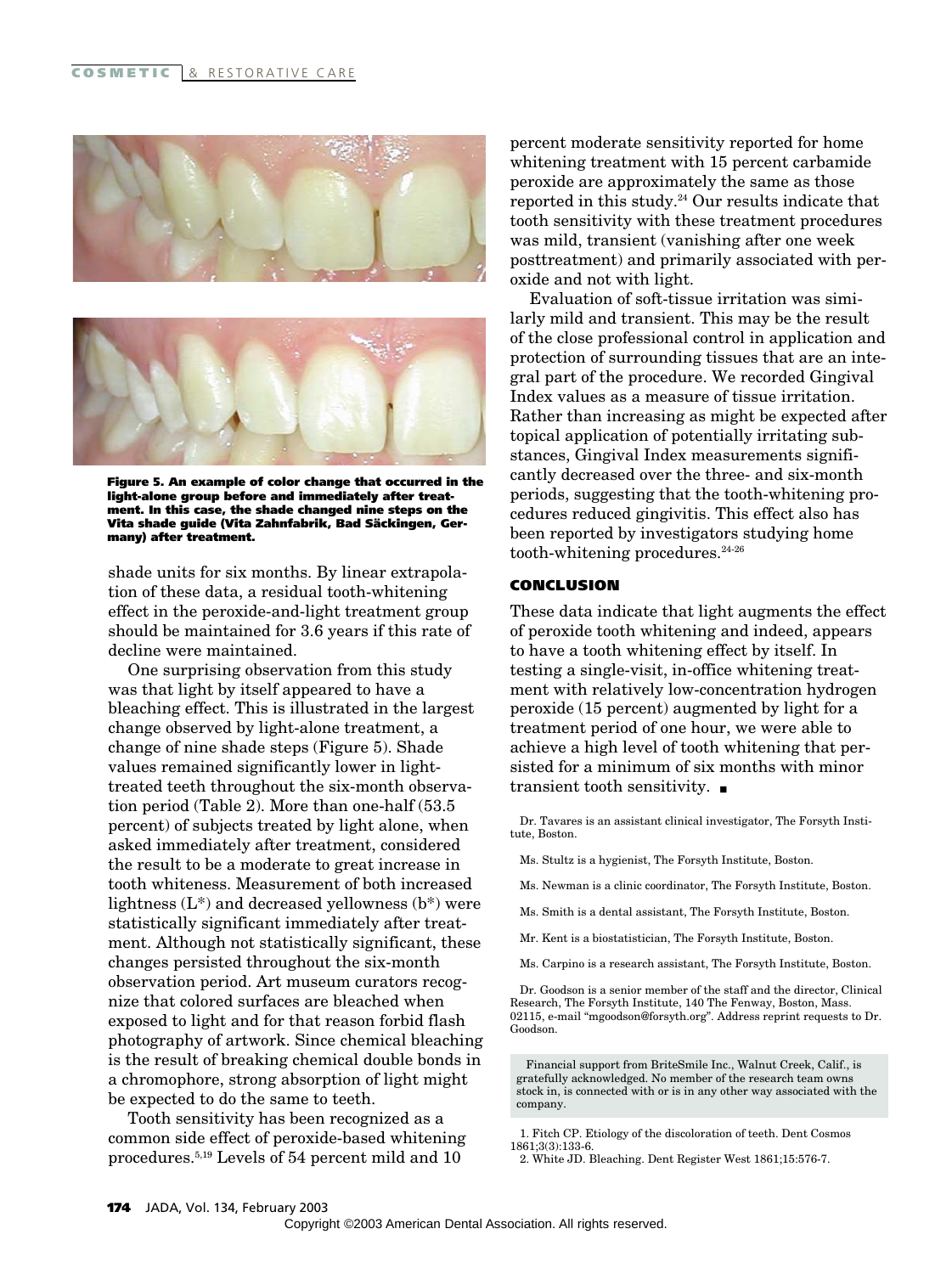Figure 5. An example of color change that occurred in the light-alone group before and immediately after treatment. In this case, the shade changed nine steps on the Vita shade guide (Vita Zahnfabrik, Bad Säckingen, Germany) after treatment.

shade units for six months. By linear extrapolation of these data, a residual tooth-whitening effect in the peroxide-and-light treatment group should be maintained for 3.6 years if this rate of decline were maintained.

One surprising observation from this study was that light by itself appeared to have a bleaching effect. This is illustrated in the largest change observed by light-alone treatment, a change of nine shade steps (Figure 5). Shade values remained significantly lower in light-treated teeth throughout the six-month observation period (Table 2). More than one-half (53.5 percent) of subjects treated by light alone, when asked immediately after treatment, considered the result to be a moderate to great increase in tooth whiteness. Measurement of both increased lightness ($L^*$) and decreased yellowness ($b^*$) were statistically significant immediately after treatment. Although not statistically significant, these changes persisted throughout the six-month observation period. Art museum curators recognize that colored surfaces are bleached when exposed to light and for that reason forbid flash photography of artwork. Since chemical bleaching is the result of breaking chemical double bonds in a chromophore, strong absorption of light might be expected to do the same to teeth.

Tooth sensitivity has been recognized as a common side effect of peroxide-based whitening procedures.[5,19] Levels of 54 percent mild and 10 percent moderate sensitivity reported for home whitening treatment with 15 percent carbamide peroxide are approximately the same as those reported in this study.[24] Our results indicate that tooth sensitivity with these treatment procedures was mild, transient (vanishing after one week posttreatment) and primarily associated with peroxide and not with light.

Evaluation of soft-tissue irritation was similarly mild and transient. This may be the result of the close professional control in application and protection of surrounding tissues that are an integral part of the procedure. We recorded Gingival Index values as a measure of tissue irritation. Rather than increasing as might be expected after topical application of potentially irritating substances, Gingival Index measurements significantly decreased over the three- and six-month periods, suggesting that the tooth-whitening procedures reduced gingivitis. This effect also has been reported by investigators studying home tooth-whitening procedures.[24-26]

## CONCLUSION

These data indicate that light augments the effect of peroxide tooth whitening and indeed, appears to have a tooth whitening effect by itself. In testing a single-visit, in-office whitening treatment with relatively low-concentration hydrogen peroxide (15 percent) augmented by light for a treatment period of one hour, we were able to achieve a high level of tooth whitening that persisted for a minimum of six months with minor transient tooth sensitivity. ■

Dr. Tavares is an assistant clinical investigator, The Forsyth Institute, Boston.

Ms. Stultz is a hygienist, The Forsyth Institute, Boston.

Ms. Newman is a clinic coordinator, The Forsyth Institute, Boston.

Ms. Smith is a dental assistant, The Forsyth Institute, Boston.

Mr. Kent is a biostatistician, The Forsyth Institute, Boston.

Ms. Carpino is a research assistant, The Forsyth Institute, Boston.

Dr. Goodson is a senior member of the staff and the director, Clinical Research, The Forsyth Institute, 140 The Fenway, Boston, Mass. 02115, e-mail "mgoodson@forsyth.org". Address reprint requests to Dr. Goodson.

Financial support from BriteSmile Inc., Walnut Creek, Calif., is gratefully acknowledged. No member of the research team owns stock in, is connected with or is in any other way associated with the company.

1. Fitch CP. Etiology of the discoloration of teeth. Dent Cosmos 1861;3(3):133-6.
2. White JD. Bleaching. Dent Register West 1861;15:576-7.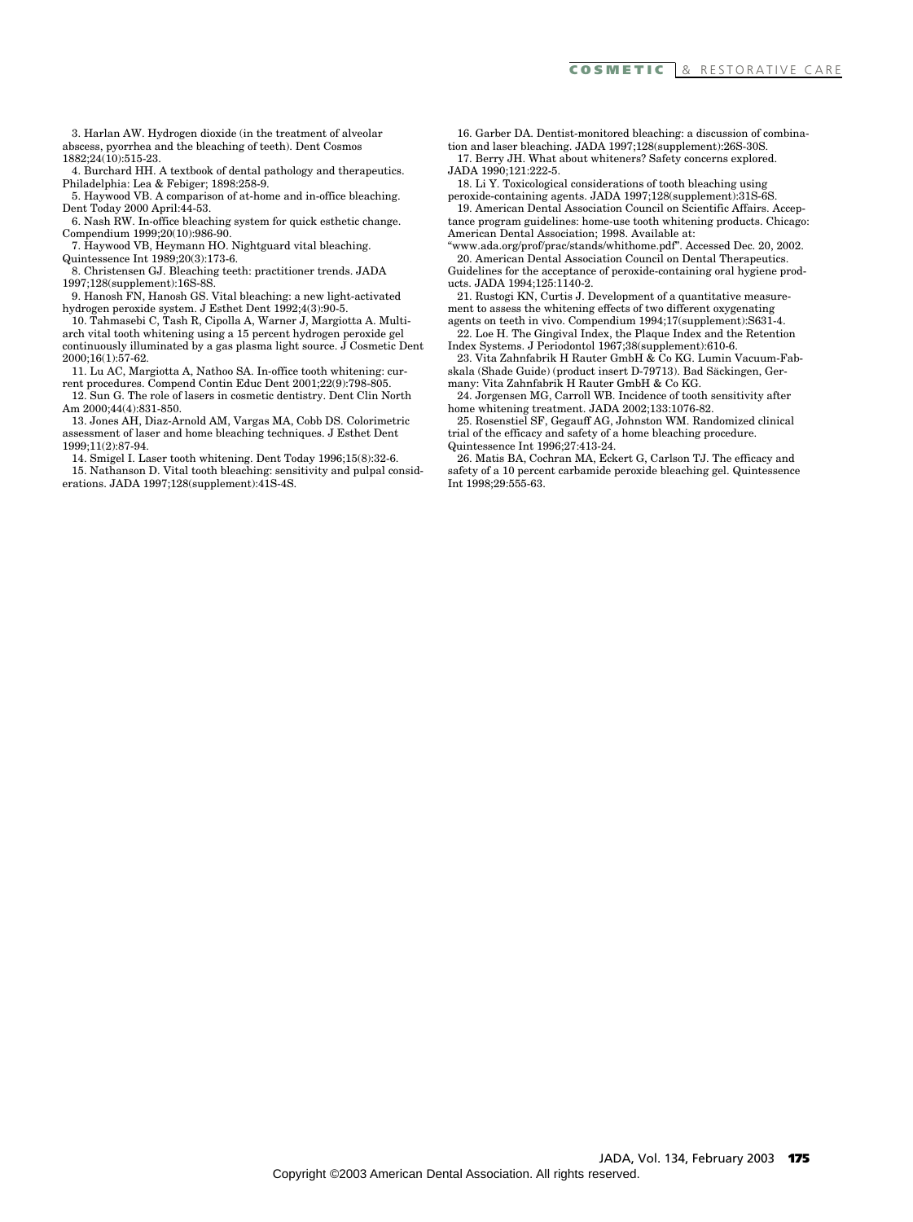3. Harlan AW. Hydrogen dioxide (in the treatment of alveolar abscess, pyorrhea and the bleaching of teeth). Dent Cosmos 1882;24(10):515-23.

4. Burchard HH. A textbook of dental pathology and therapeutics. Philadelphia: Lea & Febiger; 1898:258-9.

5. Haywood VB. A comparison of at-home and in-office bleaching. Dent Today 2000 April:44-53.

6. Nash RW. In-office bleaching system for quick esthetic change. Compendium 1999;20(10):986-90.

7. Haywood VB, Heymann HO. Nightguard vital bleaching. Quintessence Int 1989;20(3):173-6.

8. Christensen GJ. Bleaching teeth: practitioner trends. JADA 1997;128(supplement):16S-8S.

9. Hanosh FN, Hanosh GS. Vital bleaching: a new light-activated hydrogen peroxide system. J Esthet Dent 1992;4(3):90-5.

10. Tahmasebi C, Tash R, Cipolla A, Warner J, Margiotta A. Multi-arch vital tooth whitening using a 15 percent hydrogen peroxide gel continuously illuminated by a gas plasma light source. J Cosmetic Dent 2000;16(1):57-62.

11. Lu AC, Margiotta A, Nathoo SA. In-office tooth whitening: current procedures. Compend Contin Educ Dent 2001;22(9):798-805.

12. Sun G. The role of lasers in cosmetic dentistry. Dent Clin North Am 2000;44(4):831-850.

13. Jones AH, Diaz-Arnold AM, Vargas MA, Cobb DS. Colorimetric assessment of laser and home bleaching techniques. J Esthet Dent 1999;11(2):87-94.

14. Smigel I. Laser tooth whitening. Dent Today 1996;15(8):32-6.

15. Nathanson D. Vital tooth bleaching: sensitivity and pulpal considerations. JADA 1997;128(supplement):41S-4S.

16. Garber DA. Dentist-monitored bleaching: a discussion of combination and laser bleaching. JADA 1997;128(supplement):26S-30S.

17. Berry JH. What about whiteners? Safety concerns explored. JADA 1990;121:222-5.

18. Li Y. Toxicological considerations of tooth bleaching using peroxide-containing agents. JADA 1997;128(supplement):31S-6S.

19. American Dental Association Council on Scientific Affairs. Acceptance program guidelines: home-use tooth whitening products. Chicago: American Dental Association; 1998. Available at: "www.ada.org/prof/prac/stands/whithome.pdf". Accessed Dec. 20, 2002.

20. American Dental Association Council on Dental Therapeutics. Guidelines for the acceptance of peroxide-containing oral hygiene products. JADA 1994;125:1140-2.

21. Rustogi KN, Curtis J. Development of a quantitative measurement to assess the whitening effects of two different oxygenating agents on teeth in vivo. Compendium 1994;17(supplement):S631-4.

22. Loe H. The Gingival Index, the Plaque Index and the Retention Index Systems. J Periodontol 1967;38(supplement):610-6.

23. Vita Zahnfabrik H Rauter GmbH & Co KG. Lumin Vacuum-Fabskala (Shade Guide) (product insert D-79713). Bad Säckingen, Germany: Vita Zahnfabrik H Rauter GmbH & Co KG.

24. Jorgensen MG, Carroll WB. Incidence of tooth sensitivity after home whitening treatment. JADA 2002;133:1076-82.

25. Rosenstiel SF, Gegauff AG, Johnston WM. Randomized clinical trial of the efficacy and safety of a home bleaching procedure. Quintessence Int 1996;27:413-24.

26. Matis BA, Cochran MA, Eckert G, Carlson TJ. The efficacy and safety of a 10 percent carbamide peroxide bleaching gel. Quintessence Int 1998;29:555-63.